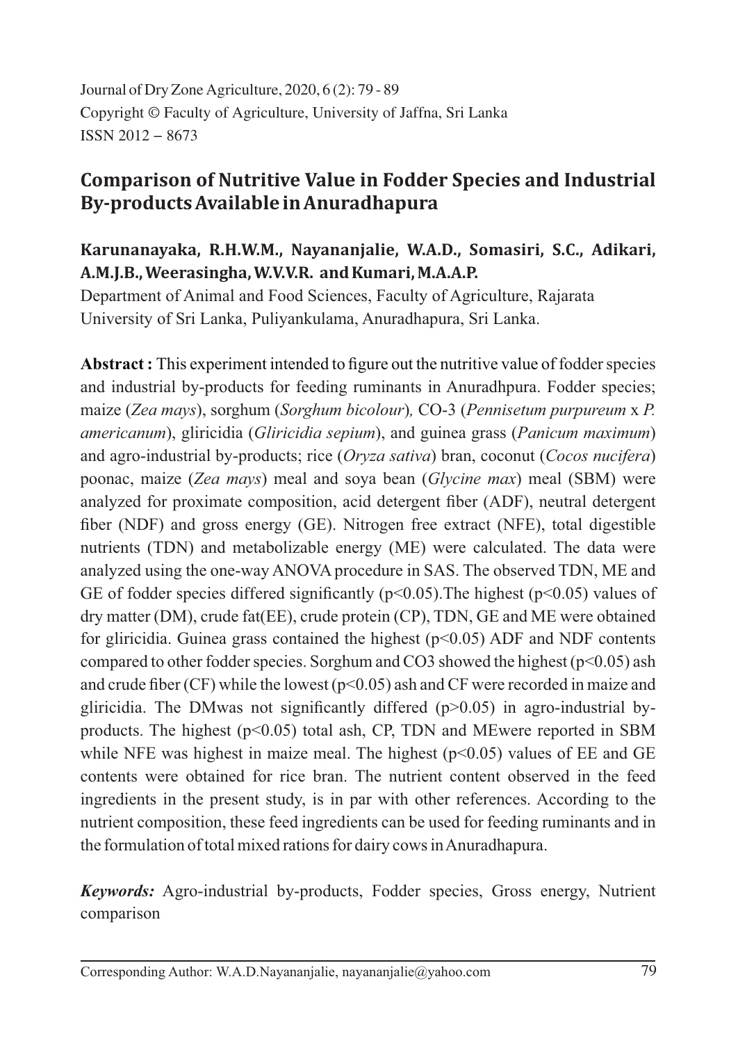Journal of Dry Zone Agriculture, 2020, 6 (2): 79 - 89
Copyright © Faculty of Agriculture, University of Jaffna, Sri Lanka
ISSN 2012 – 8673

# Comparison of Nutritive Value in Fodder Species and Industrial By-products Available in Anuradhapura

**Karunanayaka, R.H.W.M., Nayananjalie, W.A.D., Somasiri, S.C., Adikari, A.M.J.B., Weerasingha, W.V.V.R. and Kumari, M.A.A.P.**

Department of Animal and Food Sciences, Faculty of Agriculture, Rajarata University of Sri Lanka, Puliyankulama, Anuradhapura, Sri Lanka.

**Abstract :** This experiment intended to figure out the nutritive value of fodder species and industrial by-products for feeding ruminants in Anuradhpura. Fodder species; maize (*Zea mays*), sorghum (*Sorghum bicolour*), CO-3 (*Pennisetum purpureum* x *P. americanum*), gliricidia (*Gliricidia sepium*), and guinea grass (*Panicum maximum*) and agro-industrial by-products; rice (*Oryza sativa*) bran, coconut (*Cocos nucifera*) poonac, maize (*Zea mays*) meal and soya bean (*Glycine max*) meal (SBM) were analyzed for proximate composition, acid detergent fiber (ADF), neutral detergent fiber (NDF) and gross energy (GE). Nitrogen free extract (NFE), total digestible nutrients (TDN) and metabolizable energy (ME) were calculated. The data were analyzed using the one-way ANOVA procedure in SAS. The observed TDN, ME and GE of fodder species differed significantly ($p<0.05$).The highest ($p<0.05$) values of dry matter (DM), crude fat(EE), crude protein (CP), TDN, GE and ME were obtained for gliricidia. Guinea grass contained the highest ($p<0.05$) ADF and NDF contents compared to other fodder species. Sorghum and CO3 showed the highest ($p<0.05$) ash and crude fiber (CF) while the lowest ($p<0.05$) ash and CF were recorded in maize and gliricidia. The DMwas not significantly differed ($p>0.05$) in agro-industrial by-products. The highest ($p<0.05$) total ash, CP, TDN and MEwere reported in SBM while NFE was highest in maize meal. The highest ($p<0.05$) values of EE and GE contents were obtained for rice bran. The nutrient content observed in the feed ingredients in the present study, is in par with other references. According to the nutrient composition, these feed ingredients can be used for feeding ruminants and in the formulation of total mixed rations for dairy cows in Anuradhapura.

***Keywords:*** Agro-industrial by-products, Fodder species, Gross energy, Nutrient comparison

Corresponding Author: W.A.D.Nayananjalie, nayananjalie@yahoo.com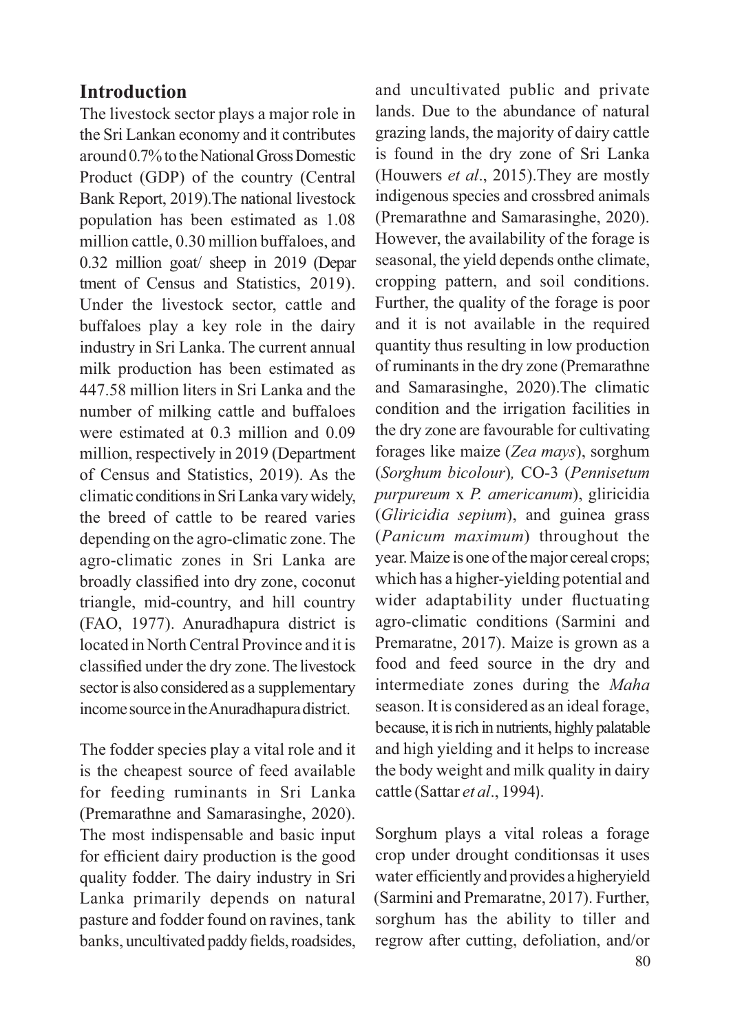## Introduction

The livestock sector plays a major role in the Sri Lankan economy and it contributes around 0.7% to the National Gross Domestic Product (GDP) of the country (Central Bank Report, 2019).The national livestock population has been estimated as 1.08 million cattle, 0.30 million buffaloes, and 0.32 million goat/ sheep in 2019 (Depar tment of Census and Statistics, 2019). Under the livestock sector, cattle and buffaloes play a key role in the dairy industry in Sri Lanka. The current annual milk production has been estimated as 447.58 million liters in Sri Lanka and the number of milking cattle and buffaloes were estimated at 0.3 million and 0.09 million, respectively in 2019 (Department of Census and Statistics, 2019). As the climatic conditions in Sri Lanka vary widely, the breed of cattle to be reared varies depending on the agro-climatic zone. The agro-climatic zones in Sri Lanka are broadly classified into dry zone, coconut triangle, mid-country, and hill country (FAO, 1977). Anuradhapura district is located in North Central Province and it is classified under the dry zone. The livestock sector is also considered as a supplementary income source in the Anuradhapura district.

The fodder species play a vital role and it is the cheapest source of feed available for feeding ruminants in Sri Lanka (Premarathne and Samarasinghe, 2020). The most indispensable and basic input for efficient dairy production is the good quality fodder. The dairy industry in Sri Lanka primarily depends on natural pasture and fodder found on ravines, tank banks, uncultivated paddy fields, roadsides, and uncultivated public and private lands. Due to the abundance of natural grazing lands, the majority of dairy cattle is found in the dry zone of Sri Lanka (Houwers *et al*., 2015).They are mostly indigenous species and crossbred animals (Premarathne and Samarasinghe, 2020). However, the availability of the forage is seasonal, the yield depends onthe climate, cropping pattern, and soil conditions. Further, the quality of the forage is poor and it is not available in the required quantity thus resulting in low production of ruminants in the dry zone (Premarathne and Samarasinghe, 2020).The climatic condition and the irrigation facilities in the dry zone are favourable for cultivating forages like maize (*Zea mays*), sorghum (*Sorghum bicolour*)*,* CO-3 (*Pennisetum purpureum* x *P. americanum*), gliricidia (*Gliricidia sepium*), and guinea grass (*Panicum maximum*) throughout the year. Maize is one of the major cereal crops; which has a higher-yielding potential and wider adaptability under fluctuating agro-climatic conditions (Sarmini and Premaratne, 2017). Maize is grown as a food and feed source in the dry and intermediate zones during the *Maha* season. It is considered as an ideal forage, because, it is rich in nutrients, highly palatable and high yielding and it helps to increase the body weight and milk quality in dairy cattle (Sattar *et al*., 1994).

Sorghum plays a vital roleas a forage crop under drought conditionsas it uses water efficiently and provides a higheryield (Sarmini and Premaratne, 2017). Further, sorghum has the ability to tiller and regrow after cutting, defoliation, and/or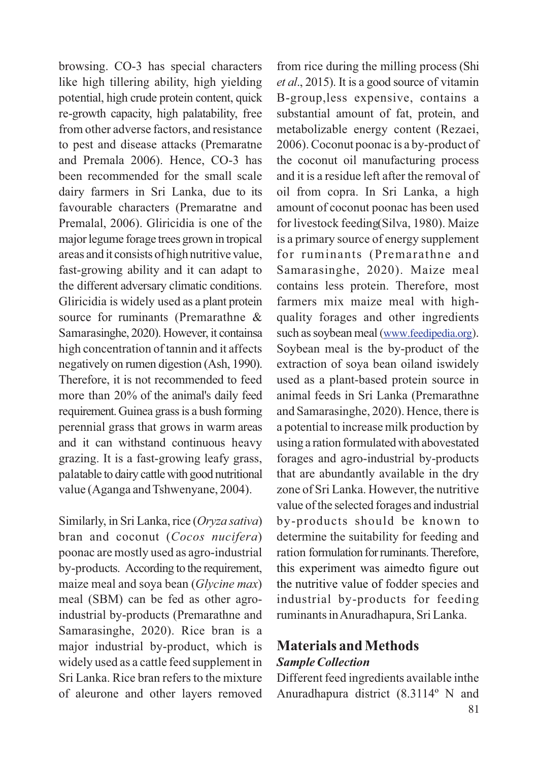browsing. CO-3 has special characters like high tillering ability, high yielding potential, high crude protein content, quick re-growth capacity, high palatability, free from other adverse factors, and resistance to pest and disease attacks (Premaratne and Premala 2006). Hence, CO-3 has been recommended for the small scale dairy farmers in Sri Lanka, due to its favourable characters (Premaratne and Premalal, 2006). Gliricidia is one of the major legume forage trees grown in tropical areas and it consists of high nutritive value, fast-growing ability and it can adapt to the different adversary climatic conditions. Gliricidia is widely used as a plant protein source for ruminants (Premarathne & Samarasinghe, 2020). However, it containsa high concentration of tannin and it affects negatively on rumen digestion (Ash, 1990). Therefore, it is not recommended to feed more than 20% of the animal's daily feed requirement. Guinea grass is a bush forming perennial grass that grows in warm areas and it can withstand continuous heavy grazing. It is a fast-growing leafy grass, palatable to dairy cattle with good nutritional value (Aganga and Tshwenyane, 2004).

Similarly, in Sri Lanka, rice (*Oryza sativa*) bran and coconut (*Cocos nucifera*) poonac are mostly used as agro-industrial by-products. According to the requirement, maize meal and soya bean (*Glycine max*) meal (SBM) can be fed as other agro-industrial by-products (Premarathne and Samarasinghe, 2020). Rice bran is a major industrial by-product, which is widely used as a cattle feed supplement in Sri Lanka. Rice bran refers to the mixture of aleurone and other layers removed from rice during the milling process (Shi *et al*., 2015). It is a good source of vitamin B-group,less expensive, contains a substantial amount of fat, protein, and metabolizable energy content (Rezaei, 2006). Coconut poonac is a by-product of the coconut oil manufacturing process and it is a residue left after the removal of oil from copra. In Sri Lanka, a high amount of coconut poonac has been used for livestock feeding(Silva, 1980). Maize is a primary source of energy supplement for ruminants (Premarathne and Samarasinghe, 2020). Maize meal contains less protein. Therefore, most farmers mix maize meal with high-quality forages and other ingredients such as soybean meal (www.feedipedia.org). Soybean meal is the by-product of the extraction of soya bean oiland iswidely used as a plant-based protein source in animal feeds in Sri Lanka (Premarathne and Samarasinghe, 2020). Hence, there is a potential to increase milk production by using a ration formulated with abovestated forages and agro-industrial by-products that are abundantly available in the dry zone of Sri Lanka. However, the nutritive value of the selected forages and industrial by-products should be known to determine the suitability for feeding and ration formulation for ruminants. Therefore, this experiment was aimedto figure out the nutritive value of fodder species and industrial by-products for feeding ruminants in Anuradhapura, Sri Lanka.

## Materials and Methods

### *Sample Collection*

Different feed ingredients available inthe Anuradhapura district (8.3114º N and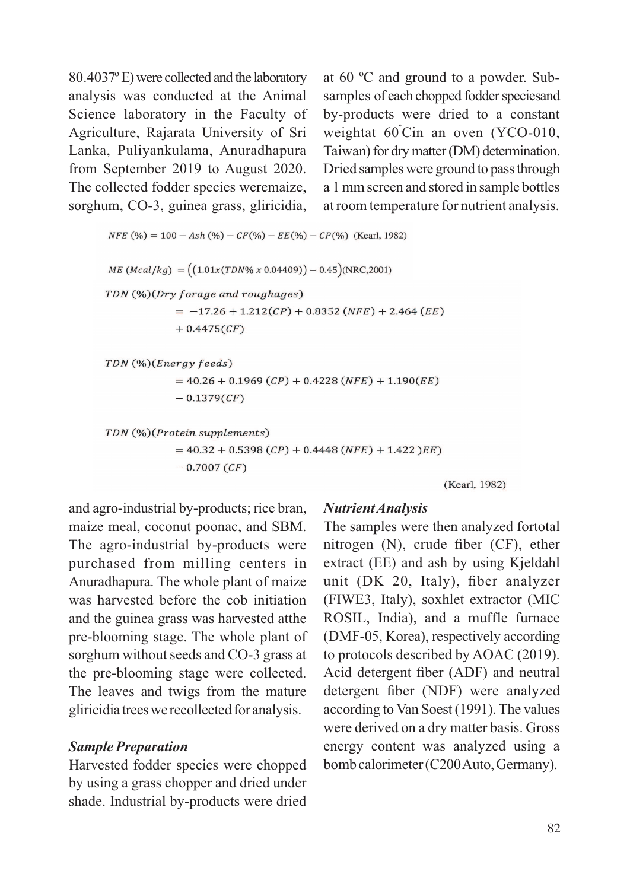80.4037º E) were collected and the laboratory analysis was conducted at the Animal Science laboratory in the Faculty of Agriculture, Rajarata University of Sri Lanka, Puliyankulama, Anuradhapura from September 2019 to August 2020. The collected fodder species weremaize, sorghum, CO-3, guinea grass, gliricidia, and agro-industrial by-products; rice bran, maize meal, coconut poonac, and SBM. The agro-industrial by-products were purchased from milling centers in Anuradhapura. The whole plant of maize was harvested before the cob initiation and the guinea grass was harvested atthe pre-blooming stage. The whole plant of sorghum without seeds and CO-3 grass at the pre-blooming stage were collected. The leaves and twigs from the mature gliricidia trees werecollected for analysis.

### *Sample Preparation*

Harvested fodder species were chopped by using a grass chopper and dried under shade. Industrial by-products were dried at 60 ºC and ground to a powder. Sub-samples of each chopped fodder speciesand by-products were dried to a constant weightat 60°Cin an oven (YCO-010, Taiwan) for dry matter (DM) determination. Dried samples were ground to pass through a 1 mm screen and stored in sample bottles at room temperature for nutrient analysis.

$$NFE\ (\%) = 100 - Ash\ (\%) - CF(\%) - EE(\%) - CP(\%) \quad \text{(Kearl, 1982)}$$

$$ME\ (Mcal/kg) = \left((1.01x(TDN\%\ x\ 0.04409)) - 0.45\right) \text{(NRC,2001)}$$

$$TDN\ (\%)(Dry\ forage\ and\ roughages) = -17.26 + 1.212(CP) + 0.8352\ (NFE) + 2.464\ (EE) + 0.4475(CF)$$

$$TDN\ (\%)(Energy\ feeds) = 40.26 + 0.1969\ (CP) + 0.4228\ (NFE) + 1.190(EE) - 0.1379(CF)$$

$$TDN\ (\%)(Protein\ supplements) = 40.32 + 0.5398\ (CP) + 0.4448\ (NFE) + 1.422\ )EE) - 0.7007\ (CF)$$

(Kearl, 1982)

### *Nutrient Analysis*

The samples were then analyzed fortotal nitrogen (N), crude fiber (CF), ether extract (EE) and ash by using Kjeldahl unit (DK 20, Italy), fiber analyzer (FIWE3, Italy), soxhlet extractor (MIC ROSIL, India), and a muffle furnace (DMF-05, Korea), respectively according to protocols described by AOAC (2019). Acid detergent fiber (ADF) and neutral detergent fiber (NDF) were analyzed according to Van Soest (1991). The values were derived on a dry matter basis. Gross energy content was analyzed using a bomb calorimeter (C200 Auto, Germany).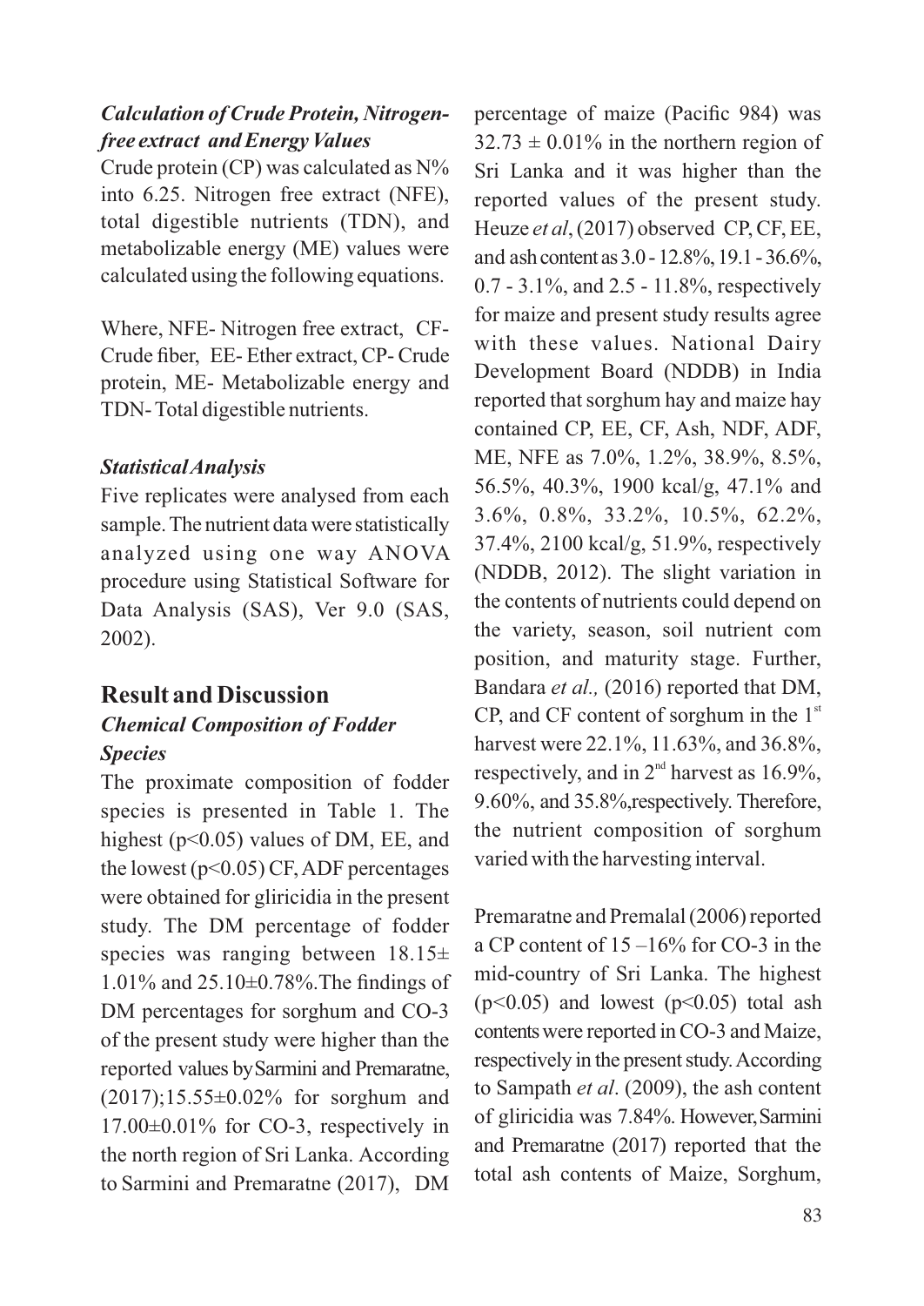### *Calculation of Crude Protein, Nitrogen-free extract and Energy Values*

Crude protein (CP) was calculated as N% into 6.25. Nitrogen free extract (NFE), total digestible nutrients (TDN), and metabolizable energy (ME) values were calculated using the following equations.

Where, NFE- Nitrogen free extract, CF- Crude fiber, EE- Ether extract, CP- Crude protein, ME- Metabolizable energy and TDN- Total digestible nutrients.

### *Statistical Analysis*

Five replicates were analysed from each sample. The nutrient data were statistically analyzed using one way ANOVA procedure using Statistical Software for Data Analysis (SAS), Ver 9.0 (SAS, 2002).

## Result and Discussion

### *Chemical Composition of Fodder Species*

The proximate composition of fodder species is presented in Table 1. The highest ($p<0.05$) values of DM, EE, and the lowest ($p<0.05$) CF, ADF percentages were obtained for gliricidia in the present study. The DM percentage of fodder species was ranging between $18.15\pm 1.01\%$ and $25.10\pm0.78\%$. The findings of DM percentages for sorghum and CO-3 of the present study were higher than the reported values by Sarmini and Premaratne, (2017); $15.55\pm0.02\%$ for sorghum and $17.00\pm0.01\%$ for CO-3, respectively in the north region of Sri Lanka. According to Sarmini and Premaratne (2017), DM percentage of maize (Pacific 984) was $32.73 \pm 0.01\%$ in the northern region of Sri Lanka and it was higher than the reported values of the present study. Heuze *et al*, (2017) observed CP, CF, EE, and ash content as 3.0 - 12.8%, 19.1 - 36.6%, 0.7 - 3.1%, and 2.5 - 11.8%, respectively for maize and present study results agree with these values. National Dairy Development Board (NDDB) in India reported that sorghum hay and maize hay contained CP, EE, CF, Ash, NDF, ADF, ME, NFE as 7.0%, 1.2%, 38.9%, 8.5%, 56.5%, 40.3%, 1900 kcal/g, 47.1% and 3.6%, 0.8%, 33.2%, 10.5%, 62.2%, 37.4%, 2100 kcal/g, 51.9%, respectively (NDDB, 2012). The slight variation in the contents of nutrients could depend on the variety, season, soil nutrient com position, and maturity stage. Further, Bandara *et al.,* (2016) reported that DM, CP, and CF content of sorghum in the 1st harvest were 22.1%, 11.63%, and 36.8%, respectively, and in 2nd harvest as 16.9%, 9.60%, and 35.8%, respectively. Therefore, the nutrient composition of sorghum varied with the harvesting interval.

Premaratne and Premalal (2006) reported a CP content of 15 –16% for CO-3 in the mid-country of Sri Lanka. The highest ($p<0.05$) and lowest ($p<0.05$) total ash contents were reported in CO-3 and Maize, respectively in the present study. According to Sampath *et al*. (2009), the ash content of gliricidia was 7.84%. However, Sarmini and Premaratne (2017) reported that the total ash contents of Maize, Sorghum,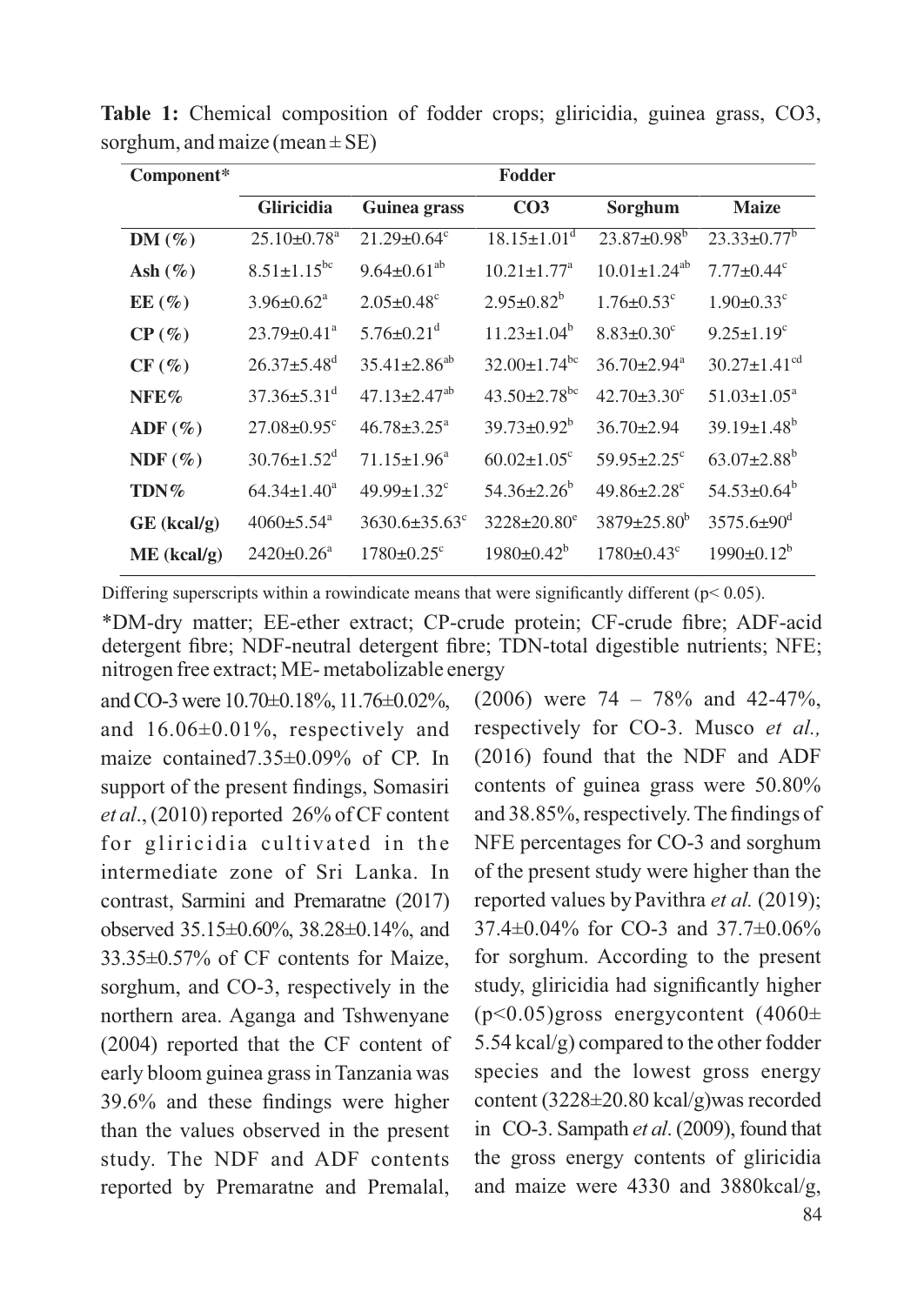**Table 1:** Chemical composition of fodder crops; gliricidia, guinea grass, CO3, sorghum, and maize (mean ± SE)

| Component* | Fodder | | | | |
|---|---|---|---|---|---|
| | Gliricidia | Guinea grass | CO3 | Sorghum | Maize |
| **DM (%)** | 25.10±0.78[a] | 21.29±0.64[c] | 18.15±1.01[d] | 23.87±0.98[b] | 23.33±0.77[b] |
| **Ash (%)** | 8.51±1.15[bc] | 9.64±0.61[ab] | 10.21±1.77[a] | 10.01±1.24[ab] | 7.77±0.44[c] |
| **EE (%)** | 3.96±0.62[a] | 2.05±0.48[c] | 2.95±0.82[b] | 1.76±0.53[c] | 1.90±0.33[c] |
| **CP (%)** | 23.79±0.41[a] | 5.76±0.21[d] | 11.23±1.04[b] | 8.83±0.30[c] | 9.25±1.19[c] |
| **CF (%)** | 26.37±5.48[d] | 35.41±2.86[ab] | 32.00±1.74[bc] | 36.70±2.94[a] | 30.27±1.41[cd] |
| **NFE%** | 37.36±5.31[d] | 47.13±2.47[ab] | 43.50±2.78[bc] | 42.70±3.30[c] | 51.03±1.05[a] |
| **ADF (%)** | 27.08±0.95[c] | 46.78±3.25[a] | 39.73±0.92[b] | 36.70±2.94 | 39.19±1.48[b] |
| **NDF (%)** | 30.76±1.52[d] | 71.15±1.96[a] | 60.02±1.05[c] | 59.95±2.25[c] | 63.07±2.88[b] |
| **TDN%** | 64.34±1.40[a] | 49.99±1.32[c] | 54.36±2.26[b] | 49.86±2.28[c] | 54.53±0.64[b] |
| **GE (kcal/g)** | 4060±5.54[a] | 3630.6±35.63[c] | 3228±20.80[e] | 3879±25.80[b] | 3575.6±90[d] |
| **ME (kcal/g)** | 2420±0.26[a] | 1780±0.25[c] | 1980±0.42[b] | 1780±0.43[c] | 1990±0.12[b] |

Differing superscripts within a rowindicate means that were significantly different ($p < 0.05$).

*DM-dry matter; EE-ether extract; CP-crude protein; CF-crude fibre; ADF-acid detergent fibre; NDF-neutral detergent fibre; TDN-total digestible nutrients; NFE; nitrogen free extract; ME- metabolizable energy

and CO-3 were 10.70±0.18%, 11.76±0.02%, and 16.06±0.01%, respectively and maize contained7.35±0.09% of CP. In support of the present findings, Somasiri *et al*., (2010) reported 26% of CF content for gliricidia cultivated in the intermediate zone of Sri Lanka. In contrast, Sarmini and Premaratne (2017) observed 35.15±0.60%, 38.28±0.14%, and 33.35±0.57% of CF contents for Maize, sorghum, and CO-3, respectively in the northern area. Aganga and Tshwenyane (2004) reported that the CF content of early bloom guinea grass in Tanzania was 39.6% and these findings were higher than the values observed in the present study. The NDF and ADF contents reported by Premaratne and Premalal, (2006) were 74 – 78% and 42-47%, respectively for CO-3. Musco *et al.,* (2016) found that the NDF and ADF contents of guinea grass were 50.80% and 38.85%, respectively. The findings of NFE percentages for CO-3 and sorghum of the present study were higher than the reported values by Pavithra *et al.* (2019); 37.4±0.04% for CO-3 and 37.7±0.06% for sorghum. According to the present study, gliricidia had significantly higher ($p<0.05$)gross energycontent (4060± 5.54 kcal/g) compared to the other fodder species and the lowest gross energy content (3228±20.80 kcal/g)was recorded in CO-3. Sampath *et al*. (2009), found that the gross energy contents of gliricidia and maize were 4330 and 3880kcal/g,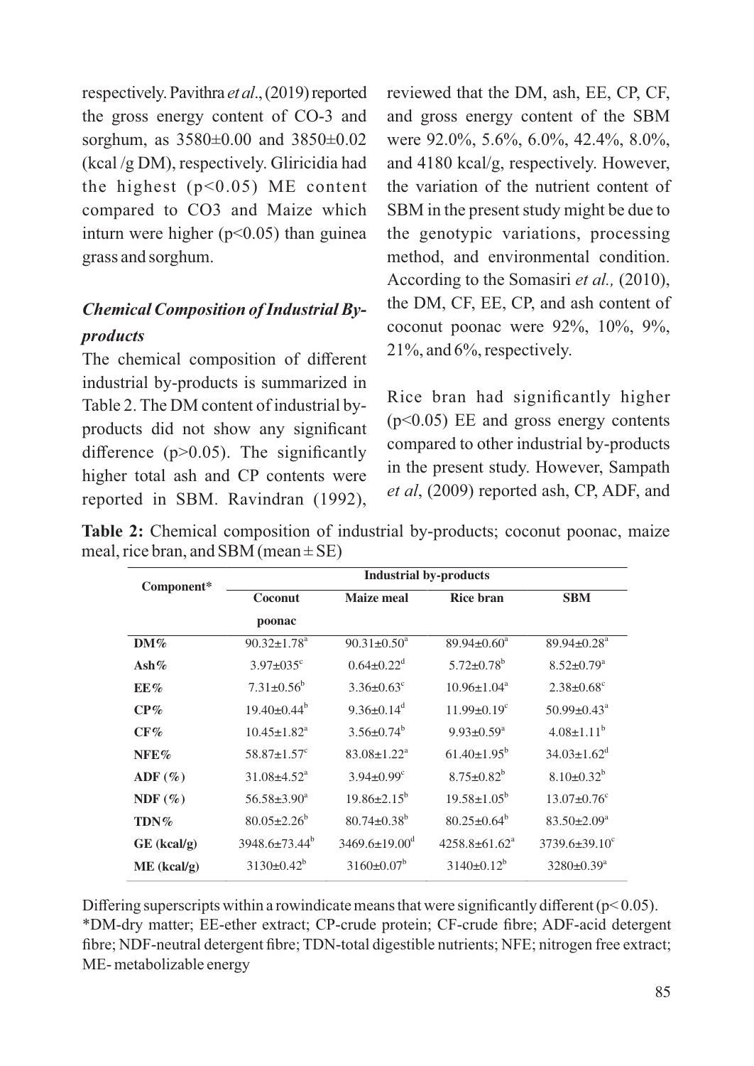respectively. Pavithra *et al*., (2019) reported the gross energy content of CO-3 and sorghum, as 3580±0.00 and 3850±0.02 (kcal /g DM), respectively. Gliricidia had the highest ($p<0.05$) ME content compared to CO3 and Maize which inturn were higher ($p<0.05$) than guinea grass and sorghum.

### *Chemical Composition of Industrial By-products*

The chemical composition of different industrial by-products is summarized in Table 2. The DM content of industrial by-products did not show any significant difference ($p>0.05$). The significantly higher total ash and CP contents were reported in SBM. Ravindran (1992), reviewed that the DM, ash, EE, CP, CF, and gross energy content of the SBM were 92.0%, 5.6%, 6.0%, 42.4%, 8.0%, and 4180 kcal/g, respectively. However, the variation of the nutrient content of SBM in the present study might be due to the genotypic variations, processing method, and environmental condition. According to the Somasiri *et al.,* (2010), the DM, CF, EE, CP, and ash content of coconut poonac were 92%, 10%, 9%, 21%, and 6%, respectively.

Rice bran had significantly higher ($p<0.05$) EE and gross energy contents compared to other industrial by-products in the present study. However, Sampath *et al*, (2009) reported ash, CP, ADF, and

**Table 2:** Chemical composition of industrial by-products; coconut poonac, maize meal, rice bran, and SBM (mean ± SE)

| Component* | Industrial by-products | | | |
|---|---|---|---|---|
| | Coconut poonac | Maize meal | Rice bran | SBM |
| **DM%** | 90.32±1.78[a] | 90.31±0.50[a] | 89.94±0.60[a] | 89.94±0.28[a] |
| **Ash%** | 3.97±035[c] | 0.64±0.22[d] | 5.72±0.78[b] | 8.52±0.79[a] |
| **EE%** | 7.31±0.56[b] | 3.36±0.63[c] | 10.96±1.04[a] | 2.38±0.68[c] |
| **CP%** | 19.40±0.44[b] | 9.36±0.14[d] | 11.99±0.19[c] | 50.99±0.43[a] |
| **CF%** | 10.45±1.82[a] | 3.56±0.74[b] | 9.93±0.59[a] | 4.08±1.11[b] |
| **NFE%** | 58.87±1.57[c] | 83.08±1.22[a] | 61.40±1.95[b] | 34.03±1.62[d] |
| **ADF (%)** | 31.08±4.52[a] | 3.94±0.99[c] | 8.75±0.82[b] | 8.10±0.32[b] |
| **NDF (%)** | 56.58±3.90[a] | 19.86±2.15[b] | 19.58±1.05[b] | 13.07±0.76[c] |
| **TDN%** | 80.05±2.26[b] | 80.74±0.38[b] | 80.25±0.64[b] | 83.50±2.09[a] |
| **GE (kcal/g)** | 3948.6±73.44[b] | 3469.6±19.00[d] | 4258.8±61.62[a] | 3739.6±39.10[c] |
| **ME (kcal/g)** | 3130±0.42[b] | 3160±0.07[b] | 3140±0.12[b] | 3280±0.39[a] |

Differing superscripts within a rowindicate means that were significantly different ($p< 0.05$).
*DM-dry matter; EE-ether extract; CP-crude protein; CF-crude fibre; ADF-acid detergent fibre; NDF-neutral detergent fibre; TDN-total digestible nutrients; NFE; nitrogen free extract; ME- metabolizable energy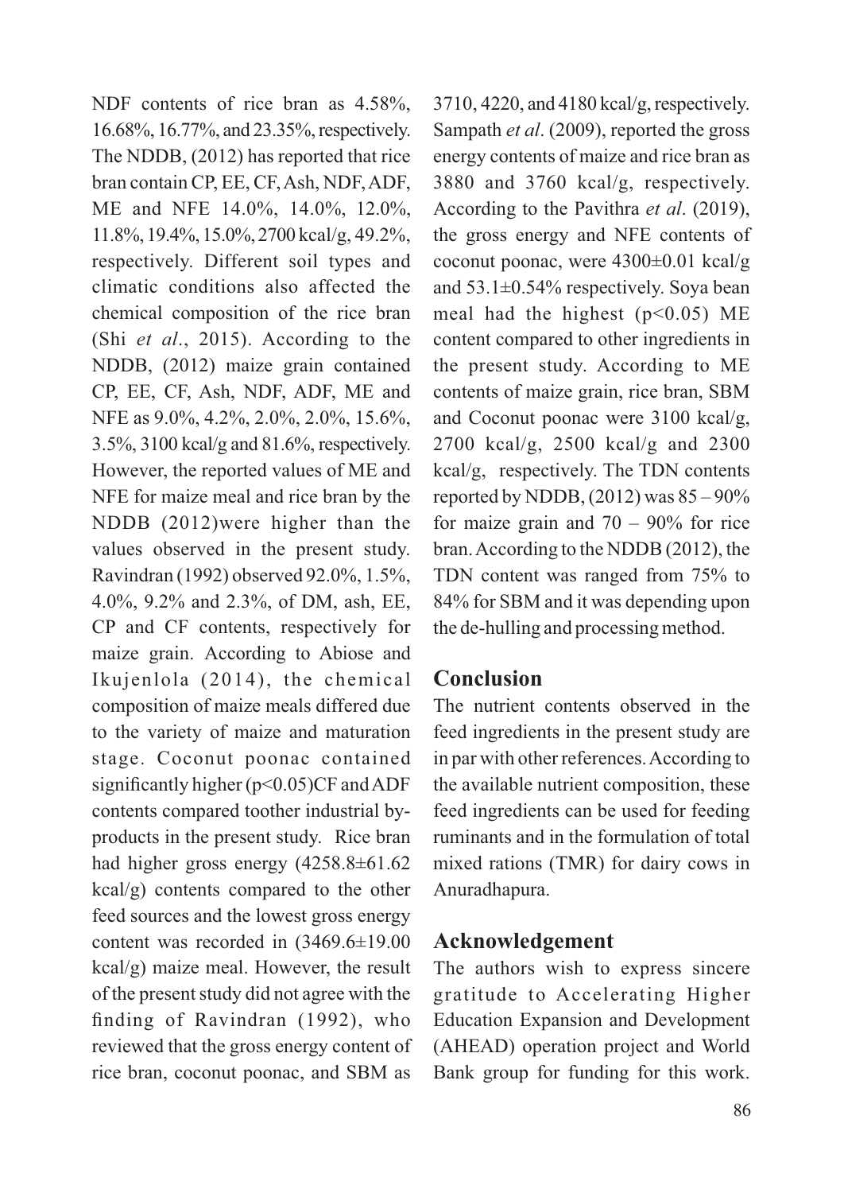NDF contents of rice bran as 4.58%, 16.68%, 16.77%, and 23.35%, respectively. The NDDB, (2012) has reported that rice bran contain CP, EE, CF, Ash, NDF, ADF, ME and NFE 14.0%, 14.0%, 12.0%, 11.8%, 19.4%, 15.0%, 2700 kcal/g, 49.2%, respectively. Different soil types and climatic conditions also affected the chemical composition of the rice bran (Shi *et al*., 2015). According to the NDDB, (2012) maize grain contained CP, EE, CF, Ash, NDF, ADF, ME and NFE as 9.0%, 4.2%, 2.0%, 2.0%, 15.6%, 3.5%, 3100 kcal/g and 81.6%, respectively. However, the reported values of ME and NFE for maize meal and rice bran by the NDDB (2012)were higher than the values observed in the present study. Ravindran (1992) observed 92.0%, 1.5%, 4.0%, 9.2% and 2.3%, of DM, ash, EE, CP and CF contents, respectively for maize grain. According to Abiose and Ikujenlola (2014), the chemical composition of maize meals differed due to the variety of maize and maturation stage. Coconut poonac contained significantly higher ($p<0.05$)CF and ADF contents compared toother industrial by-products in the present study. Rice bran had higher gross energy (4258.8±61.62 kcal/g) contents compared to the other feed sources and the lowest gross energy content was recorded in (3469.6±19.00 kcal/g) maize meal. However, the result of the present study did not agree with the finding of Ravindran (1992), who reviewed that the gross energy content of rice bran, coconut poonac, and SBM as 3710, 4220, and 4180 kcal/g, respectively. Sampath *et al*. (2009), reported the gross energy contents of maize and rice bran as 3880 and 3760 kcal/g, respectively. According to the Pavithra *et al*. (2019), the gross energy and NFE contents of coconut poonac, were 4300±0.01 kcal/g and 53.1±0.54% respectively. Soya bean meal had the highest ($p<0.05$) ME content compared to other ingredients in the present study. According to ME contents of maize grain, rice bran, SBM and Coconut poonac were 3100 kcal/g, 2700 kcal/g, 2500 kcal/g and 2300 kcal/g, respectively. The TDN contents reported by NDDB, (2012) was 85 – 90% for maize grain and 70 – 90% for rice bran. According to the NDDB (2012), the TDN content was ranged from 75% to 84% for SBM and it was depending upon the de-hulling and processing method.

## Conclusion

The nutrient contents observed in the feed ingredients in the present study are in par with other references. According to the available nutrient composition, these feed ingredients can be used for feeding ruminants and in the formulation of total mixed rations (TMR) for dairy cows in Anuradhapura.

## Acknowledgement

The authors wish to express sincere gratitude to Accelerating Higher Education Expansion and Development (AHEAD) operation project and World Bank group for funding for this work.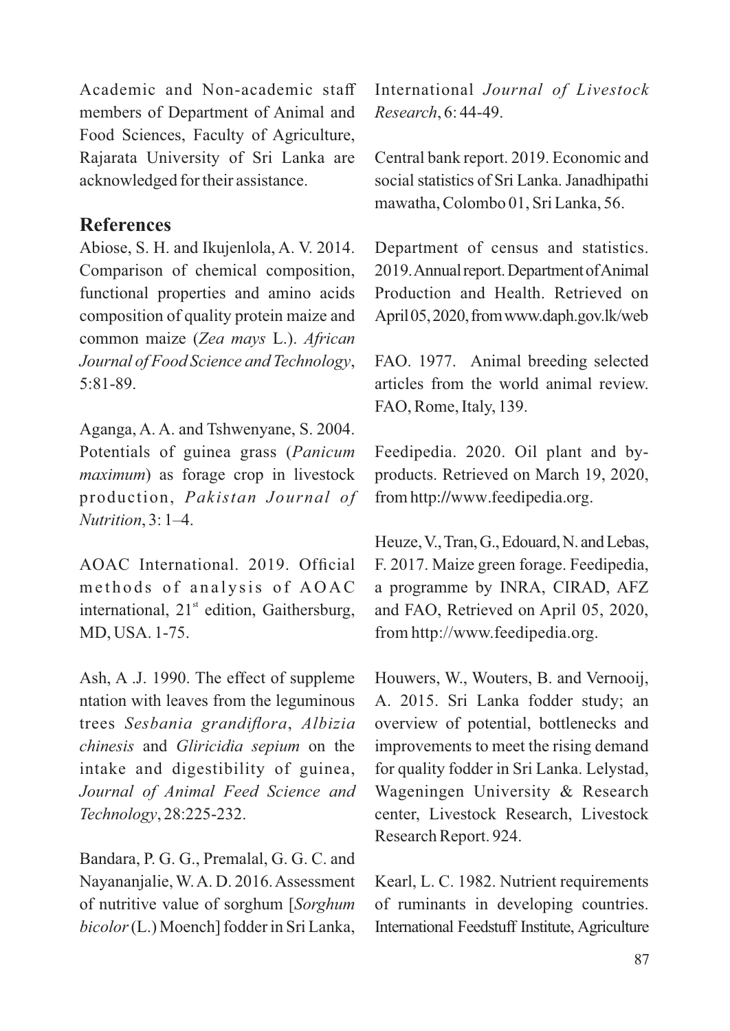Academic and Non-academic staff members of Department of Animal and Food Sciences, Faculty of Agriculture, Rajarata University of Sri Lanka are acknowledged for their assistance.

## References

Abiose, S. H. and Ikujenlola, A. V. 2014. Comparison of chemical composition, functional properties and amino acids composition of quality protein maize and common maize (*Zea mays* L.). *African Journal of Food Science and Technology*, 5:81-89.

Aganga, A. A. and Tshwenyane, S. 2004. Potentials of guinea grass (*Panicum maximum*) as forage crop in livestock production, *Pakistan Journal of Nutrition*, 3: 1–4.

AOAC International. 2019. Official methods of analysis of AOAC international, 21st edition, Gaithersburg, MD, USA. 1-75.

Ash, A .J. 1990. The effect of suppleme ntation with leaves from the leguminous trees *Sesbania grandiflora*, *Albizia chinesis* and *Gliricidia sepium* on the intake and digestibility of guinea, *Journal of Animal Feed Science and Technology*, 28:225-232.

Bandara, P. G. G., Premalal, G. G. C. and Nayananjalie, W. A. D. 2016. Assessment of nutritive value of sorghum [*Sorghum bicolor* (L.) Moench] fodder in Sri Lanka, International *Journal of Livestock Research*, 6: 44-49.

Central bank report. 2019. Economic and social statistics of Sri Lanka. Janadhipathi mawatha, Colombo 01, Sri Lanka, 56.

Department of census and statistics. 2019. Annual report. Department of Animal Production and Health. Retrieved on April 05, 2020, from www.daph.gov.lk/web

FAO. 1977. Animal breeding selected articles from the world animal review. FAO, Rome, Italy, 139.

Feedipedia. 2020. Oil plant and by-products. Retrieved on March 19, 2020, from http://www.feedipedia.org.

Heuze, V., Tran, G., Edouard, N. and Lebas, F. 2017. Maize green forage. Feedipedia, a programme by INRA, CIRAD, AFZ and FAO, Retrieved on April 05, 2020, from http://www.feedipedia.org.

Houwers, W., Wouters, B. and Vernooij, A. 2015. Sri Lanka fodder study; an overview of potential, bottlenecks and improvements to meet the rising demand for quality fodder in Sri Lanka. Lelystad, Wageningen University & Research center, Livestock Research, Livestock Research Report. 924.

Kearl, L. C. 1982. Nutrient requirements of ruminants in developing countries. International Feedstuff Institute, Agriculture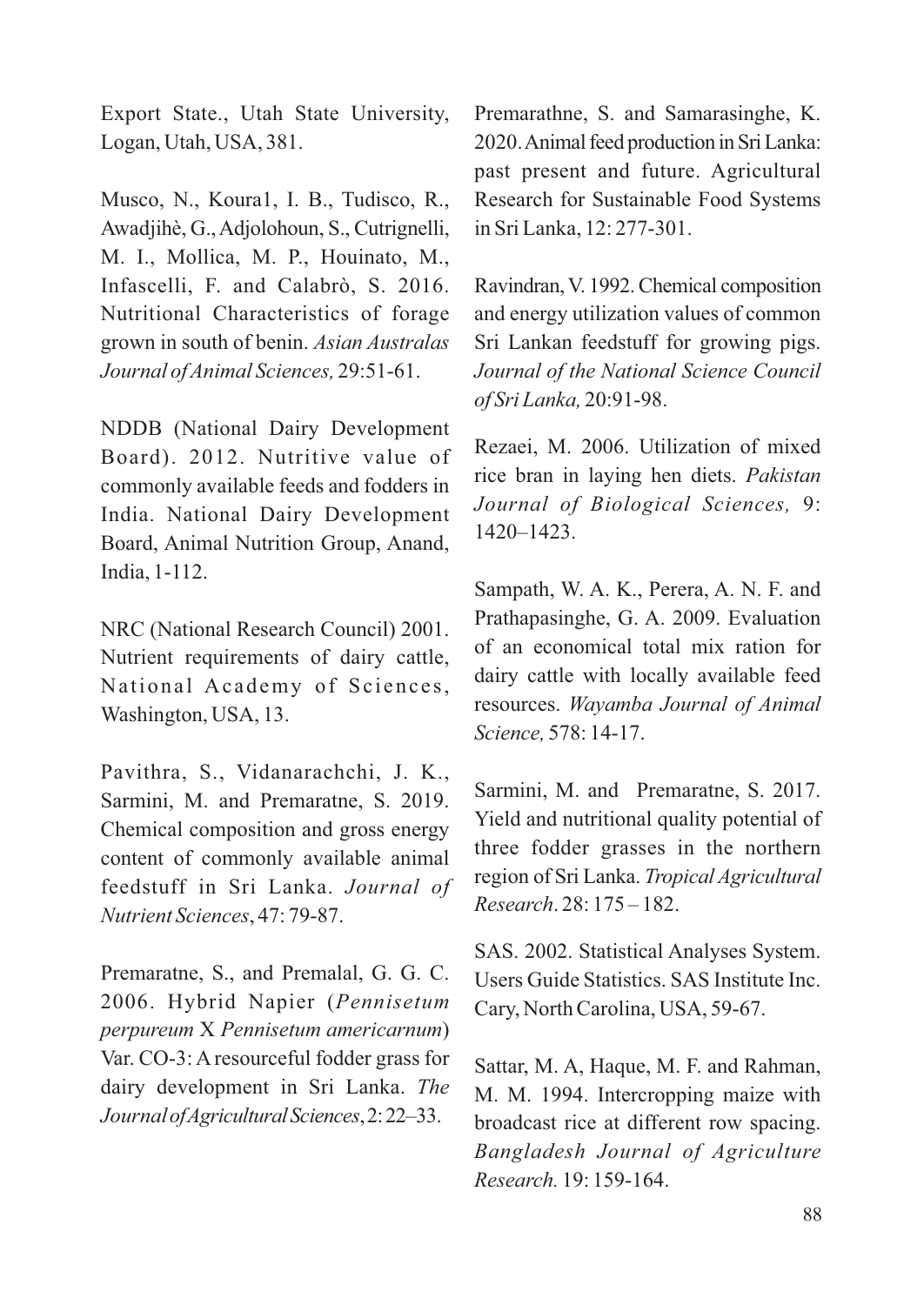Export State., Utah State University, Logan, Utah, USA, 381.

Musco, N., Koura1, I. B., Tudisco, R., Awadjihè, G., Adjolohoun, S., Cutrignelli, M. I., Mollica, M. P., Houinato, M., Infascelli, F. and Calabrò, S. 2016. Nutritional Characteristics of forage grown in south of benin. *Asian Australas Journal of Animal Sciences,* 29:51-61.

NDDB (National Dairy Development Board). 2012. Nutritive value of commonly available feeds and fodders in India. National Dairy Development Board, Animal Nutrition Group, Anand, India, 1-112.

NRC (National Research Council) 2001. Nutrient requirements of dairy cattle, National Academy of Sciences, Washington, USA, 13.

Pavithra, S., Vidanarachchi, J. K., Sarmini, M. and Premaratne, S. 2019. Chemical composition and gross energy content of commonly available animal feedstuff in Sri Lanka. *Journal of Nutrient Sciences*, 47: 79-87.

Premaratne, S., and Premalal, G. G. C. 2006. Hybrid Napier (*Pennisetum perpureum* X *Pennisetum americarnum*) Var. CO-3: A resourceful fodder grass for dairy development in Sri Lanka. *The Journal of Agricultural Sciences*, 2: 22–33.

Premarathne, S. and Samarasinghe, K. 2020. Animal feed production in Sri Lanka: past present and future. Agricultural Research for Sustainable Food Systems in Sri Lanka, 12: 277-301.

Ravindran, V. 1992. Chemical composition and energy utilization values of common Sri Lankan feedstuff for growing pigs. *Journal of the National Science Council of Sri Lanka,* 20:91-98.

Rezaei, M. 2006. Utilization of mixed rice bran in laying hen diets. *Pakistan Journal of Biological Sciences,* 9: 1420–1423.

Sampath, W. A. K., Perera, A. N. F. and Prathapasinghe, G. A. 2009. Evaluation of an economical total mix ration for dairy cattle with locally available feed resources. *Wayamba Journal of Animal Science,* 578: 14-17.

Sarmini, M. and Premaratne, S. 2017. Yield and nutritional quality potential of three fodder grasses in the northern region of Sri Lanka. *Tropical Agricultural Research*. 28: 175 – 182.

SAS. 2002. Statistical Analyses System. Users Guide Statistics. SAS Institute Inc. Cary, North Carolina, USA, 59-67.

Sattar, M. A, Haque, M. F. and Rahman, M. M. 1994. Intercropping maize with broadcast rice at different row spacing. *Bangladesh Journal of Agriculture Research.* 19: 159-164.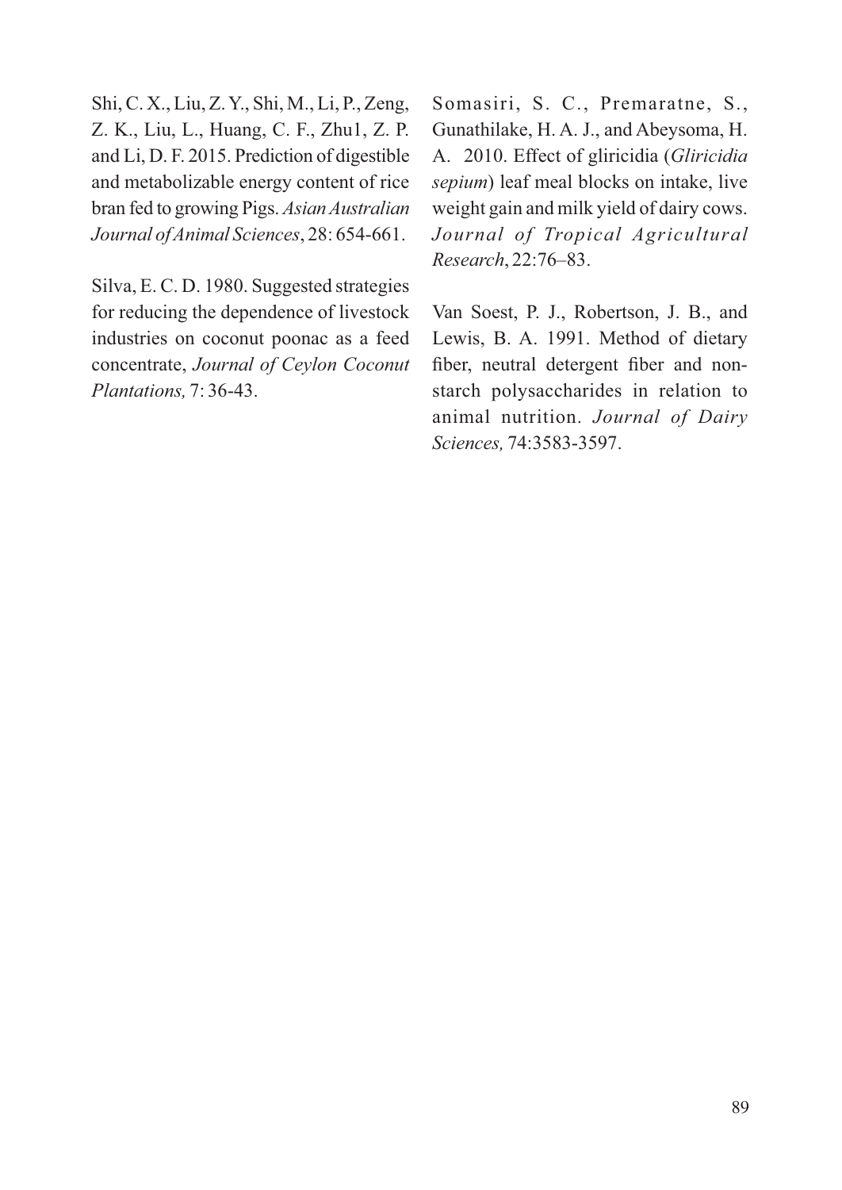Shi, C. X., Liu, Z. Y., Shi, M., Li, P., Zeng, Z. K., Liu, L., Huang, C. F., Zhu1, Z. P. and Li, D. F. 2015. Prediction of digestible and metabolizable energy content of rice bran fed to growing Pigs. *Asian Australian Journal of Animal Sciences*, 28: 654-661.

Silva, E. C. D. 1980. Suggested strategies for reducing the dependence of livestock industries on coconut poonac as a feed concentrate, *Journal of Ceylon Coconut Plantations,* 7: 36-43.

Somasiri, S. C., Premaratne, S., Gunathilake, H. A. J., and Abeysoma, H. A. 2010. Effect of gliricidia (*Gliricidia sepium*) leaf meal blocks on intake, live weight gain and milk yield of dairy cows. *Journal of Tropical Agricultural Research*, 22:76–83.

Van Soest, P. J., Robertson, J. B., and Lewis, B. A. 1991. Method of dietary fiber, neutral detergent fiber and non-starch polysaccharides in relation to animal nutrition. *Journal of Dairy Sciences,* 74:3583-3597.